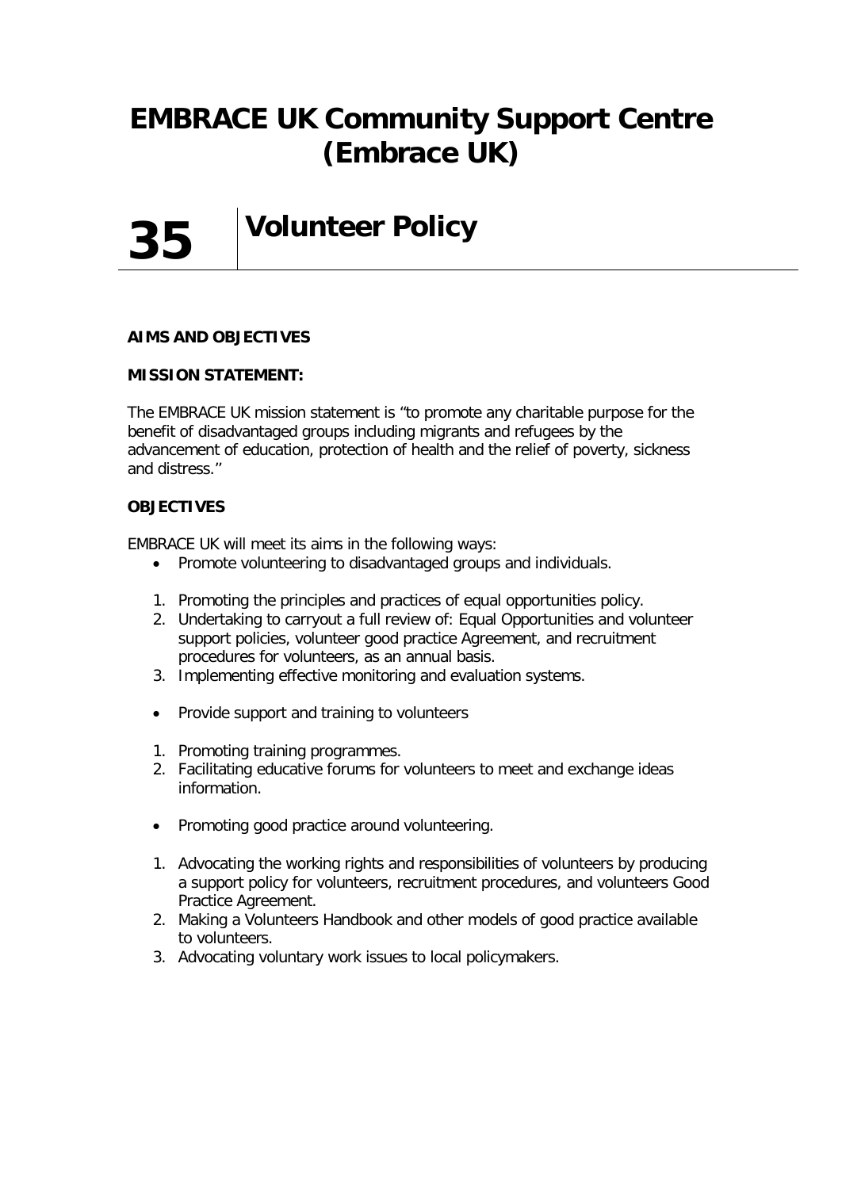# EMBRACE UK Community Support Centre (Embrace UK)

## 35 Volunteer Policy

**AIMS AND OBJECTIVES**

**MISSION STATEMENT:**

The EMBRACE UK mission statement is "to promote any charitable purpose for the benefit of disadvantaged groups including migrants and refugees by the advancement of education, protection of health and the relief of poverty, sickness and distress."

**OBJECTIVES**

EMBRACE UK will meet its aims in the following ways:

- Promote volunteering to disadvantaged groups and individuals.

1. Promoting the principles and practices of equal opportunities policy.
2. Undertaking to carryout a full review of: Equal Opportunities and volunteer support policies, volunteer good practice Agreement, and recruitment procedures for volunteers, as an annual basis.
3. Implementing effective monitoring and evaluation systems.

- Provide support and training to volunteers

1. Promoting training programmes.
2. Facilitating educative forums for volunteers to meet and exchange ideas information.

- Promoting good practice around volunteering.

1. Advocating the working rights and responsibilities of volunteers by producing a support policy for volunteers, recruitment procedures, and volunteers Good Practice Agreement.
2. Making a Volunteers Handbook and other models of good practice available to volunteers.
3. Advocating voluntary work issues to local policymakers.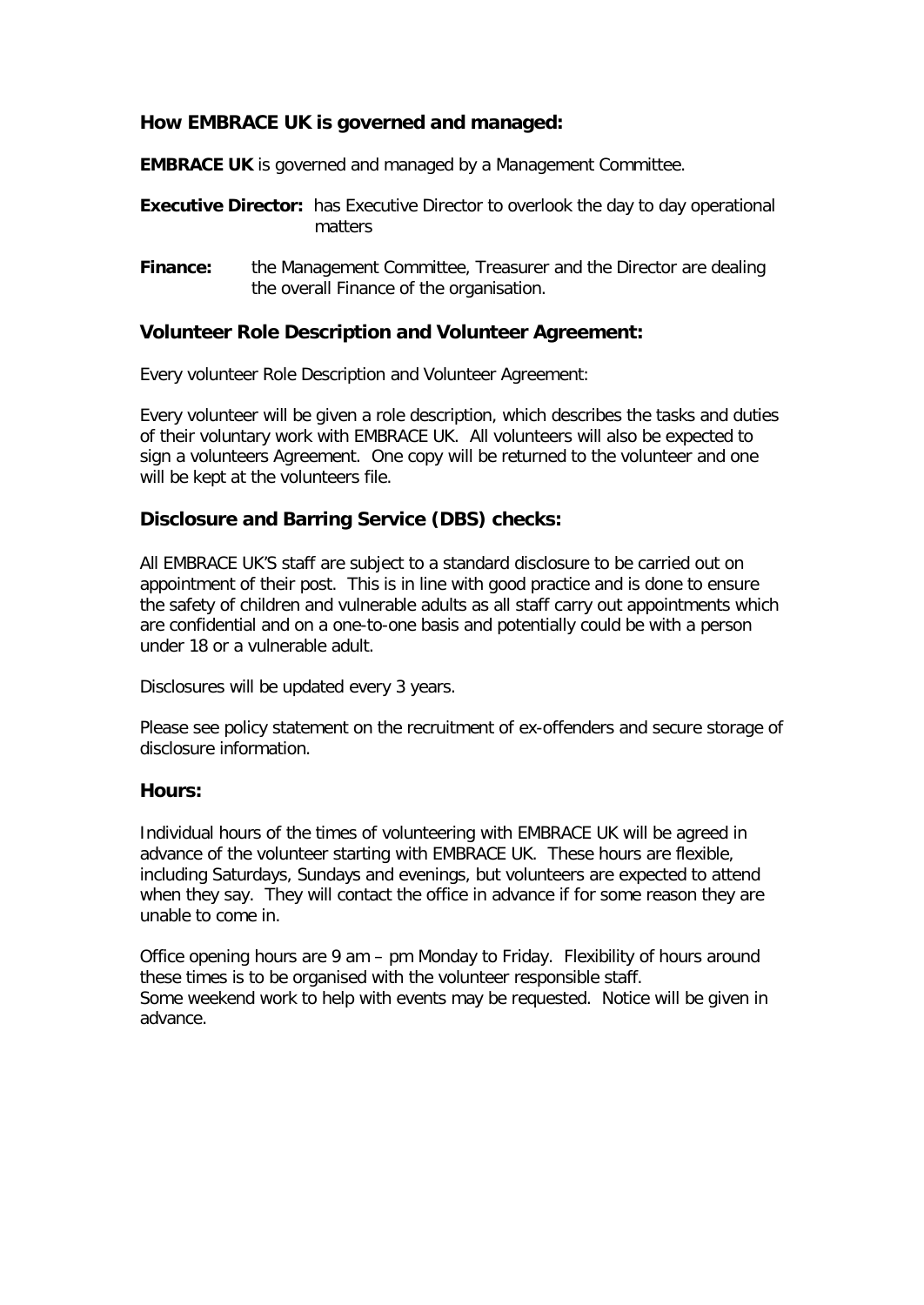### How EMBRACE UK is governed and managed:

**EMBRACE UK** is governed and managed by a Management Committee.

**Executive Director:** has Executive Director to overlook the day to day operational matters

**Finance:** the Management Committee, Treasurer and the Director are dealing the overall Finance of the organisation.

### Volunteer Role Description and Volunteer Agreement:

Every volunteer Role Description and Volunteer Agreement:

Every volunteer will be given a role description, which describes the tasks and duties of their voluntary work with EMBRACE UK. All volunteers will also be expected to sign a volunteers Agreement. One copy will be returned to the volunteer and one will be kept at the volunteers file.

### Disclosure and Barring Service (DBS) checks:

All EMBRACE UK'S staff are subject to a standard disclosure to be carried out on appointment of their post. This is in line with good practice and is done to ensure the safety of children and vulnerable adults as all staff carry out appointments which are confidential and on a one-to-one basis and potentially could be with a person under 18 or a vulnerable adult.

Disclosures will be updated every 3 years.

Please see policy statement on the recruitment of ex-offenders and secure storage of disclosure information.

### Hours:

Individual hours of the times of volunteering with EMBRACE UK will be agreed in advance of the volunteer starting with EMBRACE UK. These hours are flexible, including Saturdays, Sundays and evenings, but volunteers are expected to attend when they say. They will contact the office in advance if for some reason they are unable to come in.

Office opening hours are 9 am – pm Monday to Friday. Flexibility of hours around these times is to be organised with the volunteer responsible staff.
Some weekend work to help with events may be requested. Notice will be given in advance.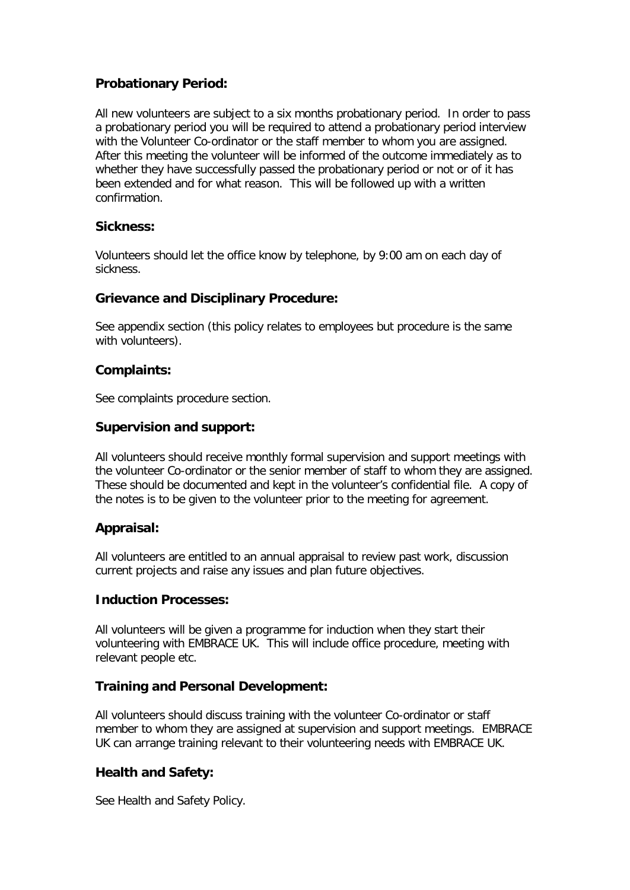**Probationary Period:**

All new volunteers are subject to a six months probationary period. In order to pass a probationary period you will be required to attend a probationary period interview with the Volunteer Co-ordinator or the staff member to whom you are assigned. After this meeting the volunteer will be informed of the outcome immediately as to whether they have successfully passed the probationary period or not or of it has been extended and for what reason. This will be followed up with a written confirmation.

**Sickness:**

Volunteers should let the office know by telephone, by 9:00 am on each day of sickness.

**Grievance and Disciplinary Procedure:**

See appendix section (this policy relates to employees but procedure is the same with volunteers).

**Complaints:**

See complaints procedure section.

**Supervision and support:**

All volunteers should receive monthly formal supervision and support meetings with the volunteer Co-ordinator or the senior member of staff to whom they are assigned. These should be documented and kept in the volunteer's confidential file. A copy of the notes is to be given to the volunteer prior to the meeting for agreement.

**Appraisal:**

All volunteers are entitled to an annual appraisal to review past work, discussion current projects and raise any issues and plan future objectives.

**Induction Processes:**

All volunteers will be given a programme for induction when they start their volunteering with EMBRACE UK. This will include office procedure, meeting with relevant people etc.

**Training and Personal Development:**

All volunteers should discuss training with the volunteer Co-ordinator or staff member to whom they are assigned at supervision and support meetings. EMBRACE UK can arrange training relevant to their volunteering needs with EMBRACE UK.

**Health and Safety:**

See Health and Safety Policy.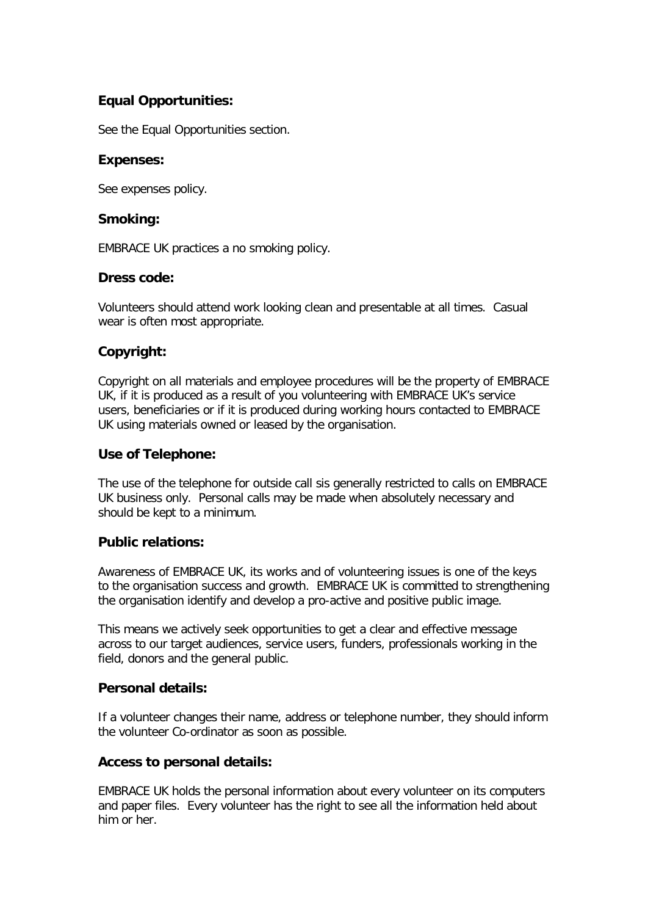### Equal Opportunities:

See the Equal Opportunities section.

### Expenses:

See expenses policy.

### Smoking:

EMBRACE UK practices a no smoking policy.

### Dress code:

Volunteers should attend work looking clean and presentable at all times. Casual wear is often most appropriate.

### Copyright:

Copyright on all materials and employee procedures will be the property of EMBRACE UK, if it is produced as a result of you volunteering with EMBRACE UK's service users, beneficiaries or if it is produced during working hours contacted to EMBRACE UK using materials owned or leased by the organisation.

### Use of Telephone:

The use of the telephone for outside call sis generally restricted to calls on EMBRACE UK business only. Personal calls may be made when absolutely necessary and should be kept to a minimum.

### Public relations:

Awareness of EMBRACE UK, its works and of volunteering issues is one of the keys to the organisation success and growth. EMBRACE UK is committed to strengthening the organisation identify and develop a pro-active and positive public image.

This means we actively seek opportunities to get a clear and effective message across to our target audiences, service users, funders, professionals working in the field, donors and the general public.

### Personal details:

If a volunteer changes their name, address or telephone number, they should inform the volunteer Co-ordinator as soon as possible.

### Access to personal details:

EMBRACE UK holds the personal information about every volunteer on its computers and paper files. Every volunteer has the right to see all the information held about him or her.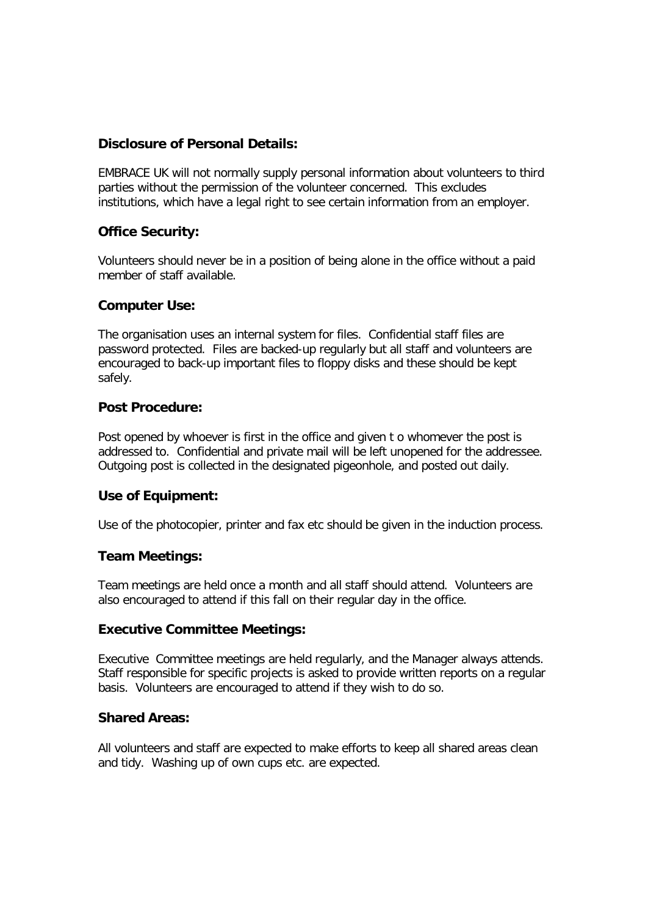### Disclosure of Personal Details:

EMBRACE UK will not normally supply personal information about volunteers to third parties without the permission of the volunteer concerned. This excludes institutions, which have a legal right to see certain information from an employer.

### Office Security:

Volunteers should never be in a position of being alone in the office without a paid member of staff available.

### Computer Use:

The organisation uses an internal system for files. Confidential staff files are password protected. Files are backed-up regularly but all staff and volunteers are encouraged to back-up important files to floppy disks and these should be kept safely.

### Post Procedure:

Post opened by whoever is first in the office and given t o whomever the post is addressed to. Confidential and private mail will be left unopened for the addressee. Outgoing post is collected in the designated pigeonhole, and posted out daily.

### Use of Equipment:

Use of the photocopier, printer and fax etc should be given in the induction process.

### Team Meetings:

Team meetings are held once a month and all staff should attend. Volunteers are also encouraged to attend if this fall on their regular day in the office.

### Executive Committee Meetings:

Executive Committee meetings are held regularly, and the Manager always attends. Staff responsible for specific projects is asked to provide written reports on a regular basis. Volunteers are encouraged to attend if they wish to do so.

### Shared Areas:

All volunteers and staff are expected to make efforts to keep all shared areas clean and tidy. Washing up of own cups etc. are expected.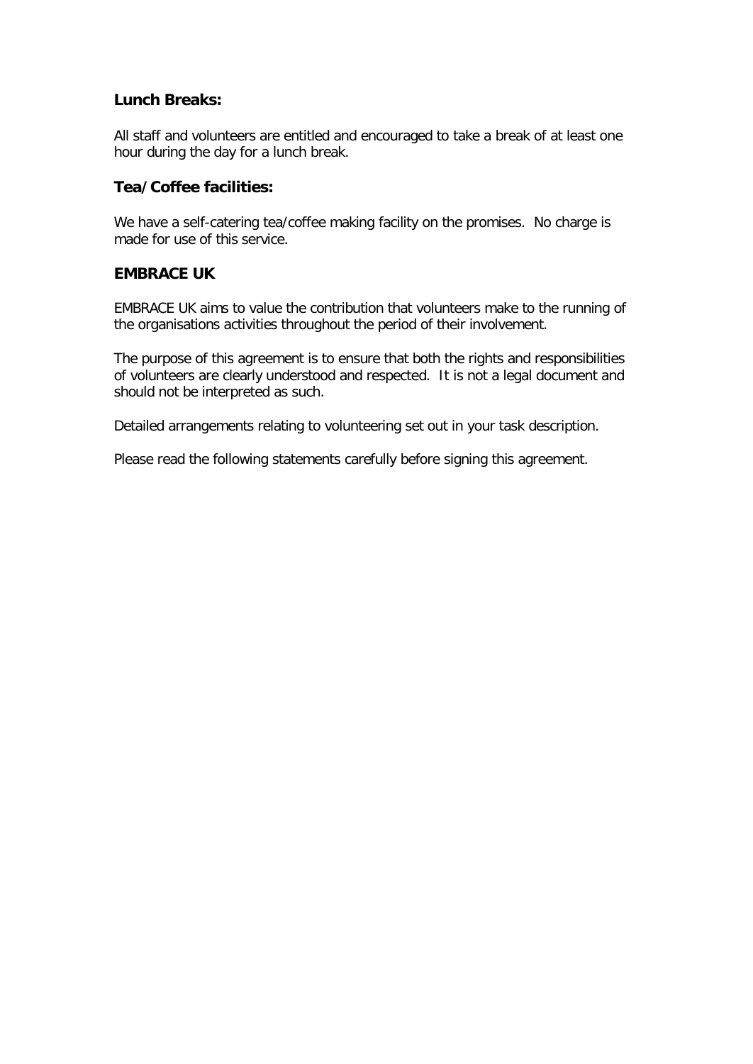**Lunch Breaks:**

All staff and volunteers are entitled and encouraged to take a break of at least one hour during the day for a lunch break.

**Tea/Coffee facilities:**

We have a self-catering tea/coffee making facility on the promises. No charge is made for use of this service.

**EMBRACE UK**

EMBRACE UK aims to value the contribution that volunteers make to the running of the organisations activities throughout the period of their involvement.

The purpose of this agreement is to ensure that both the rights and responsibilities of volunteers are clearly understood and respected. It is not a legal document and should not be interpreted as such.

Detailed arrangements relating to volunteering set out in your task description.

Please read the following statements carefully before signing this agreement.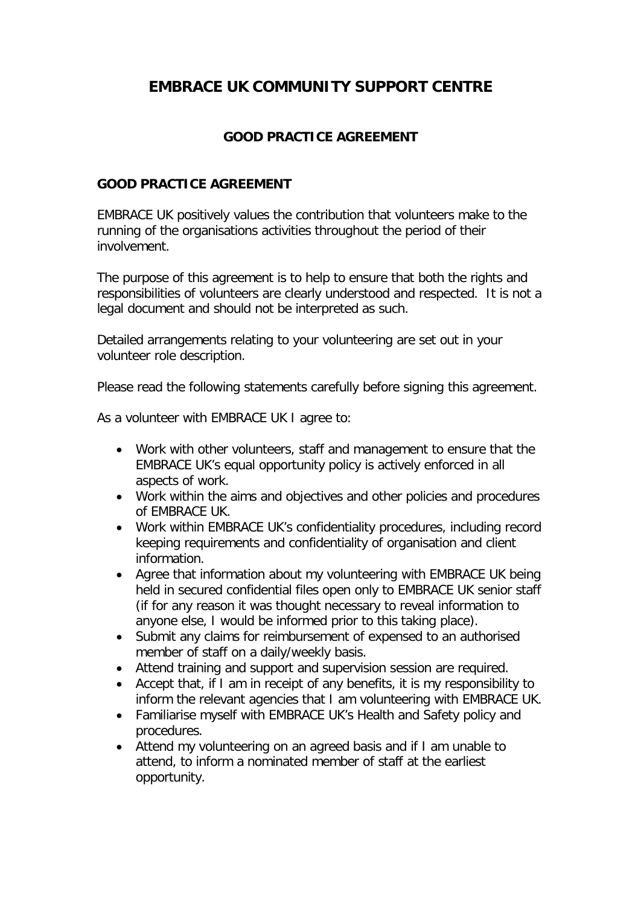# EMBRACE UK COMMUNITY SUPPORT CENTRE

## GOOD PRACTICE AGREEMENT

### GOOD PRACTICE AGREEMENT

EMBRACE UK positively values the contribution that volunteers make to the running of the organisations activities throughout the period of their involvement.

The purpose of this agreement is to help to ensure that both the rights and responsibilities of volunteers are clearly understood and respected. It is not a legal document and should not be interpreted as such.

Detailed arrangements relating to your volunteering are set out in your volunteer role description.

Please read the following statements carefully before signing this agreement.

As a volunteer with EMBRACE UK I agree to:

- Work with other volunteers, staff and management to ensure that the EMBRACE UK's equal opportunity policy is actively enforced in all aspects of work.
- Work within the aims and objectives and other policies and procedures of EMBRACE UK.
- Work within EMBRACE UK's confidentiality procedures, including record keeping requirements and confidentiality of organisation and client information.
- Agree that information about my volunteering with EMBRACE UK being held in secured confidential files open only to EMBRACE UK senior staff (if for any reason it was thought necessary to reveal information to anyone else, I would be informed prior to this taking place).
- Submit any claims for reimbursement of expensed to an authorised member of staff on a daily/weekly basis.
- Attend training and support and supervision session are required.
- Accept that, if I am in receipt of any benefits, it is my responsibility to inform the relevant agencies that I am volunteering with EMBRACE UK.
- Familiarise myself with EMBRACE UK's Health and Safety policy and procedures.
- Attend my volunteering on an agreed basis and if I am unable to attend, to inform a nominated member of staff at the earliest opportunity.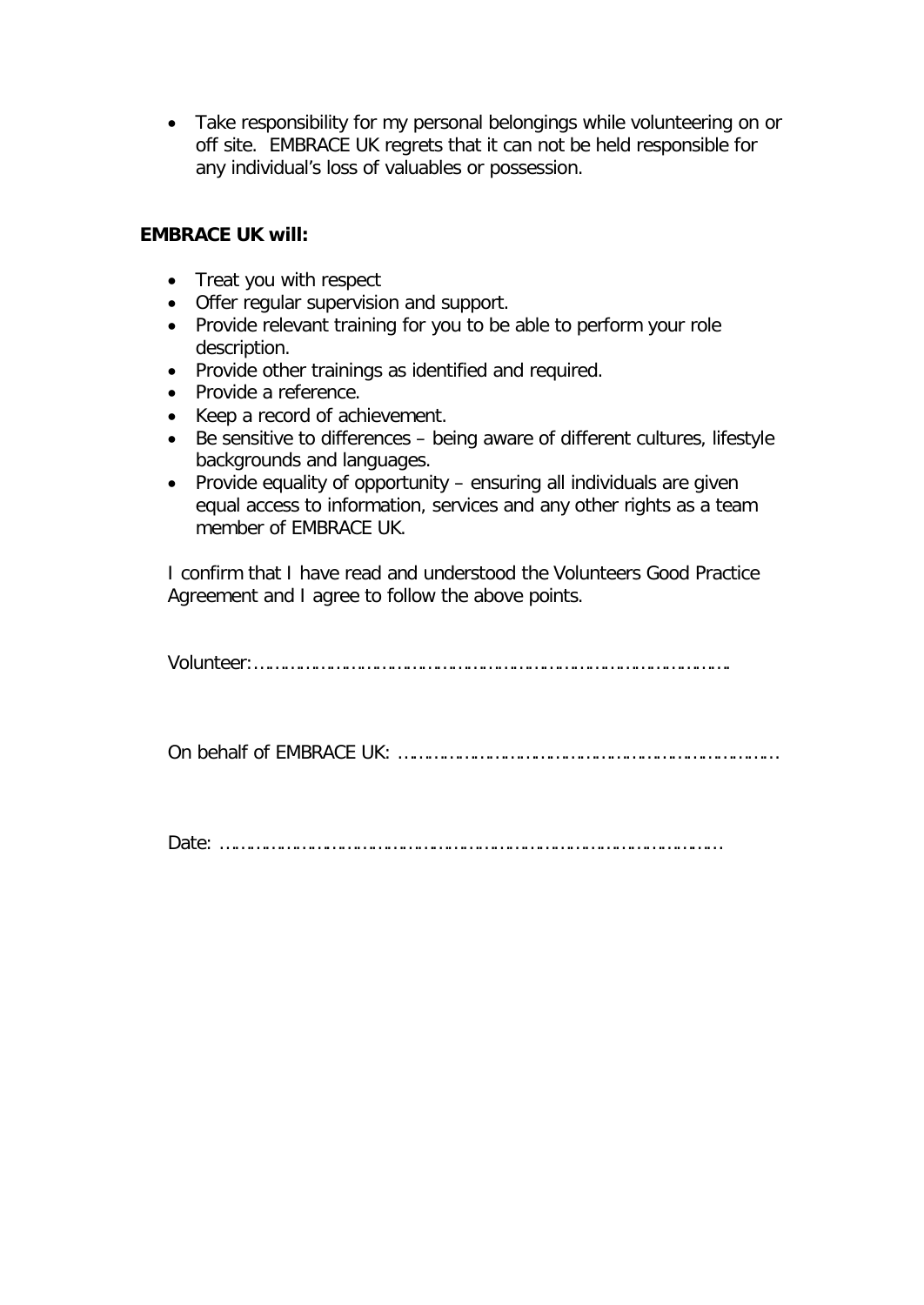- Take responsibility for my personal belongings while volunteering on or off site. EMBRACE UK regrets that it can not be held responsible for any individual's loss of valuables or possession.

**EMBRACE UK will:**

- Treat you with respect
- Offer regular supervision and support.
- Provide relevant training for you to be able to perform your role description.
- Provide other trainings as identified and required.
- Provide a reference.
- Keep a record of achievement.
- Be sensitive to differences – being aware of different cultures, lifestyle backgrounds and languages.
- Provide equality of opportunity – ensuring all individuals are given equal access to information, services and any other rights as a team member of EMBRACE UK.

I confirm that I have read and understood the Volunteers Good Practice Agreement and I agree to follow the above points.

Volunteer:……………………………………………………………………………….

On behalf of EMBRACE UK: ……………………………………………………………

Date: ……………………………………………………………………………………